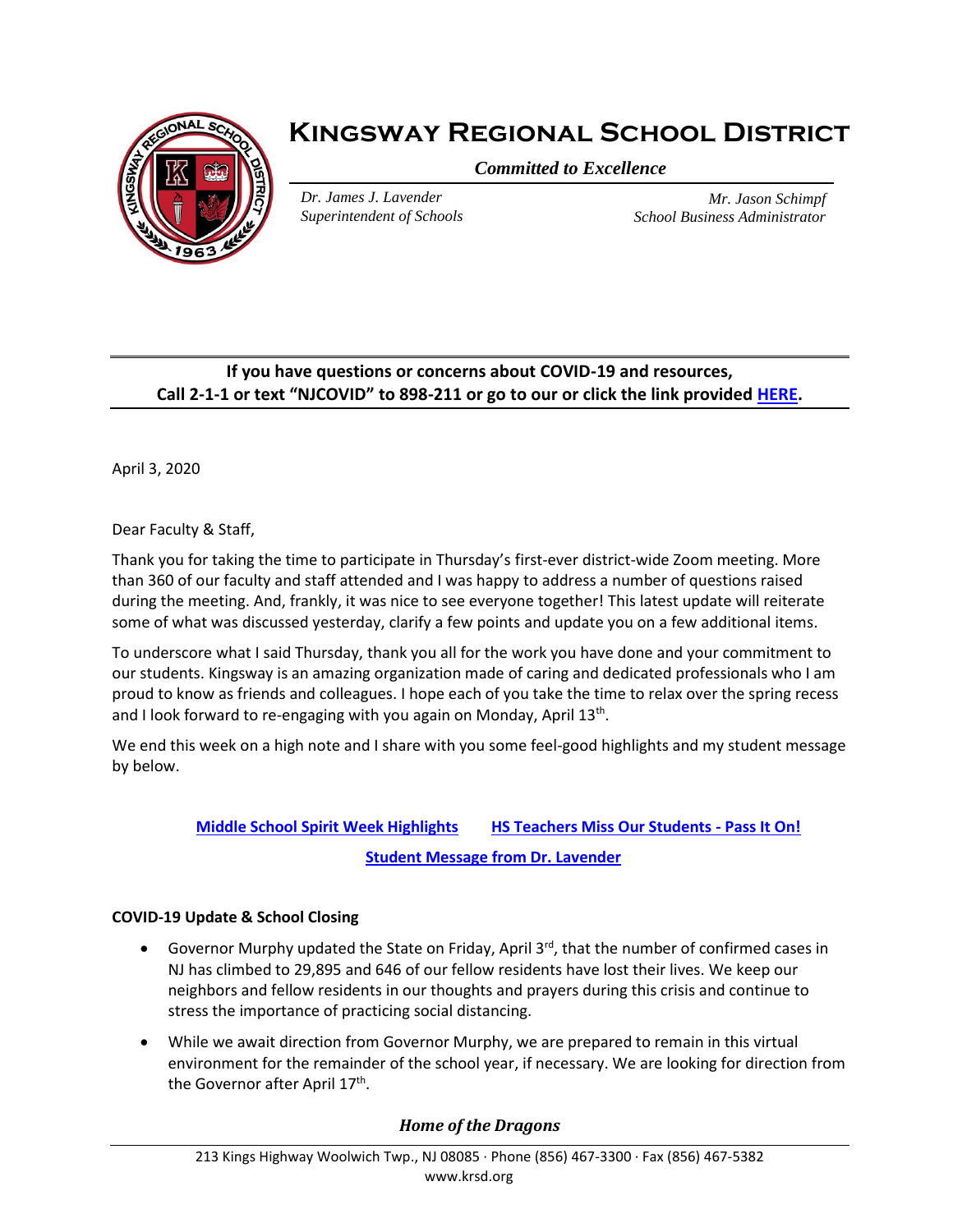# Kingsway Regional School District

***Committed to Excellence***

*Dr. James J. Lavender*
*Superintendent of Schools*

*Mr. Jason Schimpf*
*School Business Administrator*

**If you have questions or concerns about COVID-19 and resources,**
**Call 2-1-1 or text "NJCOVID" to 898-211 or go to our or click the link provided HERE.**

April 3, 2020

Dear Faculty & Staff,

Thank you for taking the time to participate in Thursday's first-ever district-wide Zoom meeting. More than 360 of our faculty and staff attended and I was happy to address a number of questions raised during the meeting. And, frankly, it was nice to see everyone together! This latest update will reiterate some of what was discussed yesterday, clarify a few points and update you on a few additional items.

To underscore what I said Thursday, thank you all for the work you have done and your commitment to our students. Kingsway is an amazing organization made of caring and dedicated professionals who I am proud to know as friends and colleagues. I hope each of you take the time to relax over the spring recess and I look forward to re-engaging with you again on Monday, April 13th.

We end this week on a high note and I share with you some feel-good highlights and my student message by below.

**Middle School Spirit Week Highlights** **HS Teachers Miss Our Students - Pass It On!**

**Student Message from Dr. Lavender**

**COVID-19 Update & School Closing**

- Governor Murphy updated the State on Friday, April 3rd, that the number of confirmed cases in NJ has climbed to 29,895 and 646 of our fellow residents have lost their lives. We keep our neighbors and fellow residents in our thoughts and prayers during this crisis and continue to stress the importance of practicing social distancing.
- While we await direction from Governor Murphy, we are prepared to remain in this virtual environment for the remainder of the school year, if necessary. We are looking for direction from the Governor after April 17th.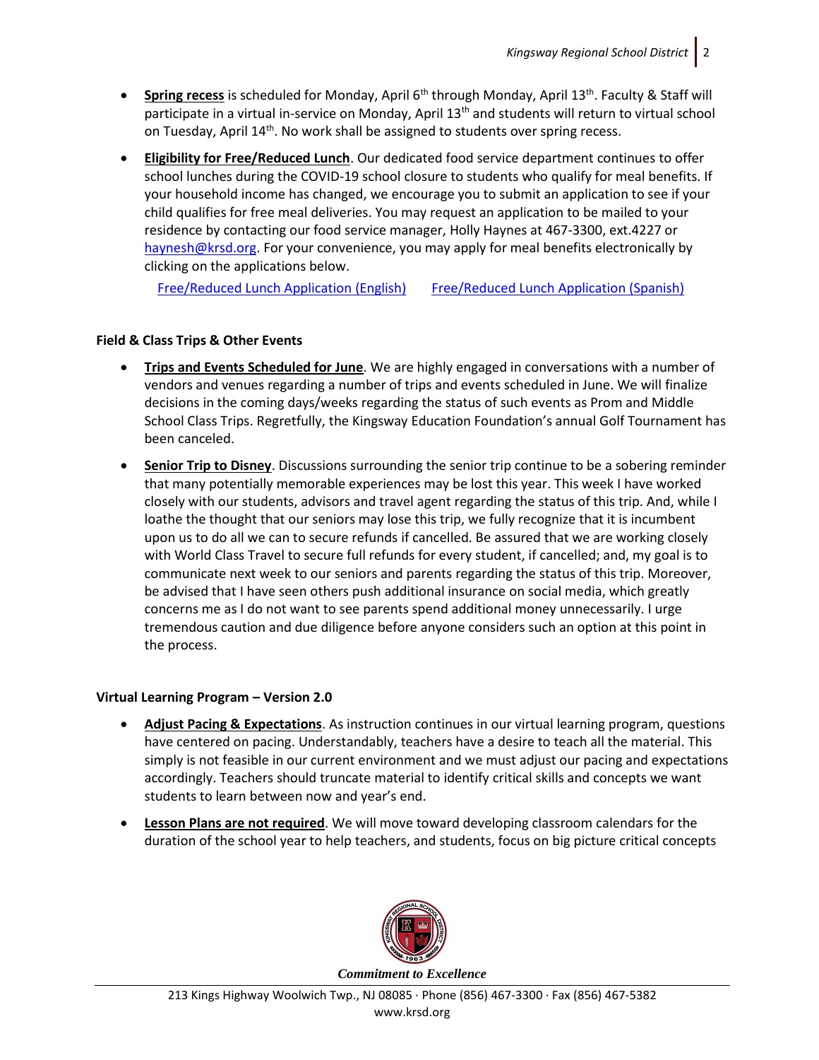- **Spring recess** is scheduled for Monday, April 6th through Monday, April 13th. Faculty & Staff will participate in a virtual in-service on Monday, April 13th and students will return to virtual school on Tuesday, April 14th. No work shall be assigned to students over spring recess.
- **Eligibility for Free/Reduced Lunch**. Our dedicated food service department continues to offer school lunches during the COVID-19 school closure to students who qualify for meal benefits. If your household income has changed, we encourage you to submit an application to see if your child qualifies for free meal deliveries. You may request an application to be mailed to your residence by contacting our food service manager, Holly Haynes at 467-3300, ext.4227 or haynesh@krsd.org. For your convenience, you may apply for meal benefits electronically by clicking on the applications below.

  Free/Reduced Lunch Application (English)    Free/Reduced Lunch Application (Spanish)

**Field & Class Trips & Other Events**

- **Trips and Events Scheduled for June**. We are highly engaged in conversations with a number of vendors and venues regarding a number of trips and events scheduled in June. We will finalize decisions in the coming days/weeks regarding the status of such events as Prom and Middle School Class Trips. Regretfully, the Kingsway Education Foundation's annual Golf Tournament has been canceled.
- **Senior Trip to Disney**. Discussions surrounding the senior trip continue to be a sobering reminder that many potentially memorable experiences may be lost this year. This week I have worked closely with our students, advisors and travel agent regarding the status of this trip. And, while I loathe the thought that our seniors may lose this trip, we fully recognize that it is incumbent upon us to do all we can to secure refunds if cancelled. Be assured that we are working closely with World Class Travel to secure full refunds for every student, if cancelled; and, my goal is to communicate next week to our seniors and parents regarding the status of this trip. Moreover, be advised that I have seen others push additional insurance on social media, which greatly concerns me as I do not want to see parents spend additional money unnecessarily. I urge tremendous caution and due diligence before anyone considers such an option at this point in the process.

**Virtual Learning Program – Version 2.0**

- **Adjust Pacing & Expectations**. As instruction continues in our virtual learning program, questions have centered on pacing. Understandably, teachers have a desire to teach all the material. This simply is not feasible in our current environment and we must adjust our pacing and expectations accordingly. Teachers should truncate material to identify critical skills and concepts we want students to learn between now and year's end.
- **Lesson Plans are not required**. We will move toward developing classroom calendars for the duration of the school year to help teachers, and students, focus on big picture critical concepts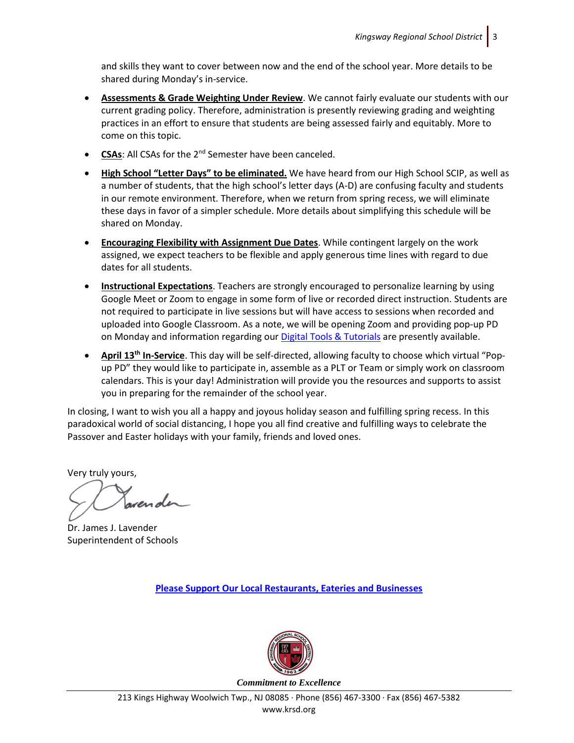and skills they want to cover between now and the end of the school year. More details to be shared during Monday's in-service.

- **Assessments & Grade Weighting Under Review**. We cannot fairly evaluate our students with our current grading policy. Therefore, administration is presently reviewing grading and weighting practices in an effort to ensure that students are being assessed fairly and equitably. More to come on this topic.
- **CSAs**: All CSAs for the 2nd Semester have been canceled.
- **High School "Letter Days" to be eliminated.** We have heard from our High School SCIP, as well as a number of students, that the high school's letter days (A-D) are confusing faculty and students in our remote environment. Therefore, when we return from spring recess, we will eliminate these days in favor of a simpler schedule. More details about simplifying this schedule will be shared on Monday.
- **Encouraging Flexibility with Assignment Due Dates**. While contingent largely on the work assigned, we expect teachers to be flexible and apply generous time lines with regard to due dates for all students.
- **Instructional Expectations**. Teachers are strongly encouraged to personalize learning by using Google Meet or Zoom to engage in some form of live or recorded direct instruction. Students are not required to participate in live sessions but will have access to sessions when recorded and uploaded into Google Classroom. As a note, we will be opening Zoom and providing pop-up PD on Monday and information regarding our Digital Tools & Tutorials are presently available.
- **April 13th In-Service**. This day will be self-directed, allowing faculty to choose which virtual "Pop-up PD" they would like to participate in, assemble as a PLT or Team or simply work on classroom calendars. This is your day! Administration will provide you the resources and supports to assist you in preparing for the remainder of the school year.

In closing, I want to wish you all a happy and joyous holiday season and fulfilling spring recess. In this paradoxical world of social distancing, I hope you all find creative and fulfilling ways to celebrate the Passover and Easter holidays with your family, friends and loved ones.

Very truly yours,

Dr. James J. Lavender
Superintendent of Schools

**Please Support Our Local Restaurants, Eateries and Businesses**

*Commitment to Excellence*

213 Kings Highway Woolwich Twp., NJ 08085 · Phone (856) 467-3300 · Fax (856) 467-5382
www.krsd.org